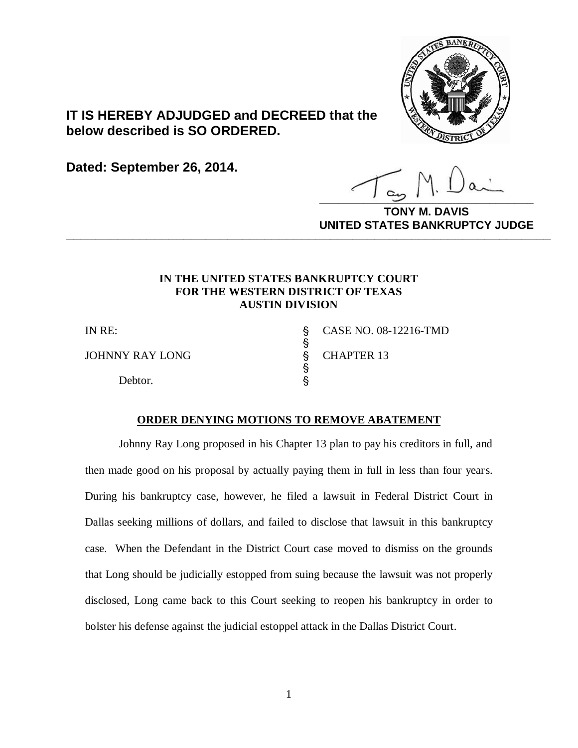**IT IS HEREBY ADJUDGED and DECREED that the below described is SO ORDERED.**

**Dated: September 26, 2014.**

**TONY M. DAVIS**
**UNITED STATES BANKRUPTCY JUDGE**

---

**IN THE UNITED STATES BANKRUPTCY COURT**
**FOR THE WESTERN DISTRICT OF TEXAS**
**AUSTIN DIVISION**

| | | |
|---|---|---|
| IN RE: | § | CASE NO. 08-12216-TMD |
| | § | |
| JOHNNY RAY LONG | § | CHAPTER 13 |
| | § | |
| Debtor. | § | |

**ORDER DENYING MOTIONS TO REMOVE ABATEMENT**

Johnny Ray Long proposed in his Chapter 13 plan to pay his creditors in full, and then made good on his proposal by actually paying them in full in less than four years. During his bankruptcy case, however, he filed a lawsuit in Federal District Court in Dallas seeking millions of dollars, and failed to disclose that lawsuit in this bankruptcy case. When the Defendant in the District Court case moved to dismiss on the grounds that Long should be judicially estopped from suing because the lawsuit was not properly disclosed, Long came back to this Court seeking to reopen his bankruptcy in order to bolster his defense against the judicial estoppel attack in the Dallas District Court.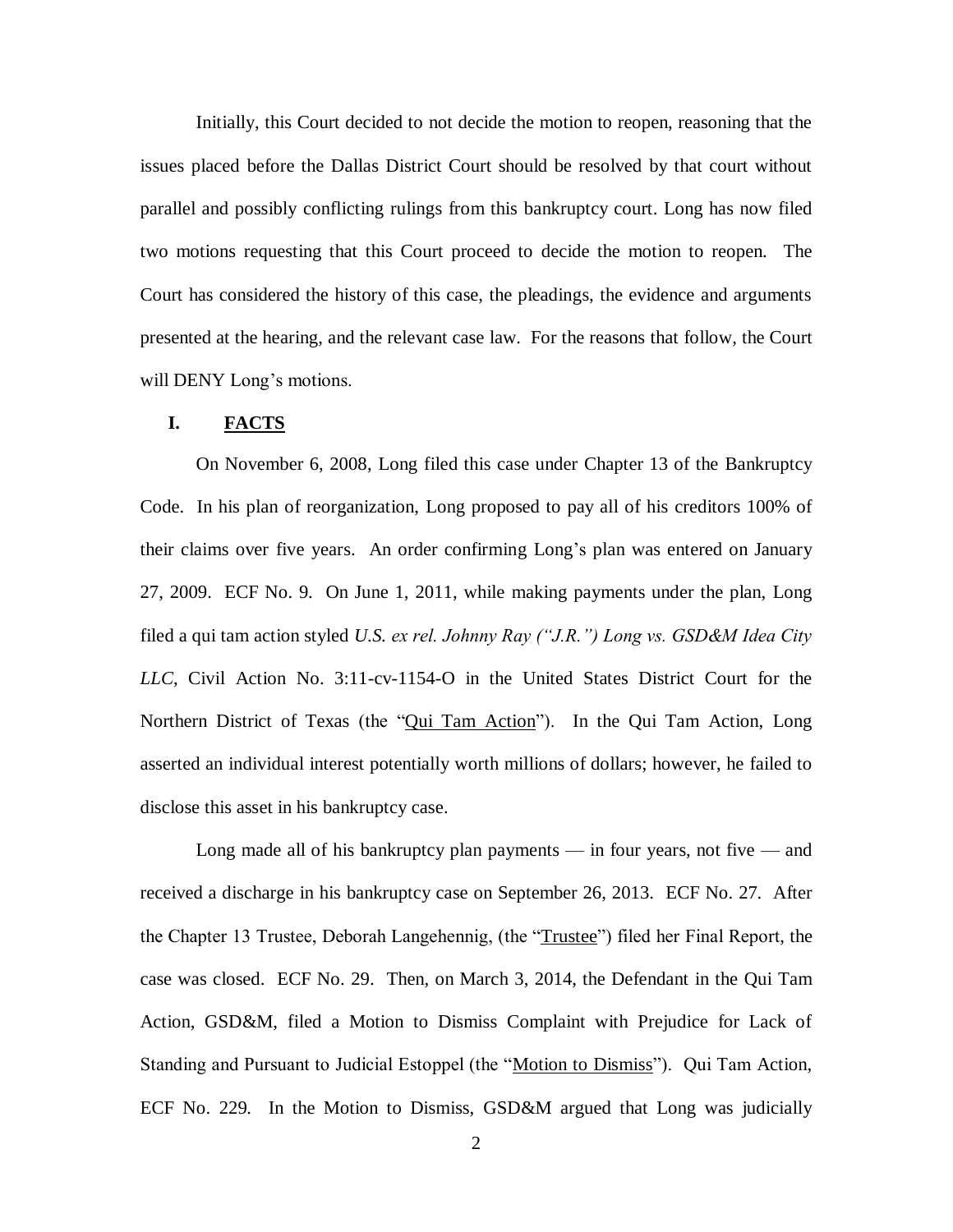Initially, this Court decided to not decide the motion to reopen, reasoning that the issues placed before the Dallas District Court should be resolved by that court without parallel and possibly conflicting rulings from this bankruptcy court. Long has now filed two motions requesting that this Court proceed to decide the motion to reopen. The Court has considered the history of this case, the pleadings, the evidence and arguments presented at the hearing, and the relevant case law. For the reasons that follow, the Court will DENY Long's motions.

## I. FACTS

On November 6, 2008, Long filed this case under Chapter 13 of the Bankruptcy Code. In his plan of reorganization, Long proposed to pay all of his creditors 100% of their claims over five years. An order confirming Long's plan was entered on January 27, 2009. ECF No. 9. On June 1, 2011, while making payments under the plan, Long filed a qui tam action styled *U.S. ex rel. Johnny Ray ("J.R.") Long vs. GSD&M Idea City LLC*, Civil Action No. 3:11-cv-1154-O in the United States District Court for the Northern District of Texas (the "Qui Tam Action"). In the Qui Tam Action, Long asserted an individual interest potentially worth millions of dollars; however, he failed to disclose this asset in his bankruptcy case.

Long made all of his bankruptcy plan payments — in four years, not five — and received a discharge in his bankruptcy case on September 26, 2013. ECF No. 27. After the Chapter 13 Trustee, Deborah Langehennig, (the "Trustee") filed her Final Report, the case was closed. ECF No. 29. Then, on March 3, 2014, the Defendant in the Qui Tam Action, GSD&M, filed a Motion to Dismiss Complaint with Prejudice for Lack of Standing and Pursuant to Judicial Estoppel (the "Motion to Dismiss"). Qui Tam Action, ECF No. 229. In the Motion to Dismiss, GSD&M argued that Long was judicially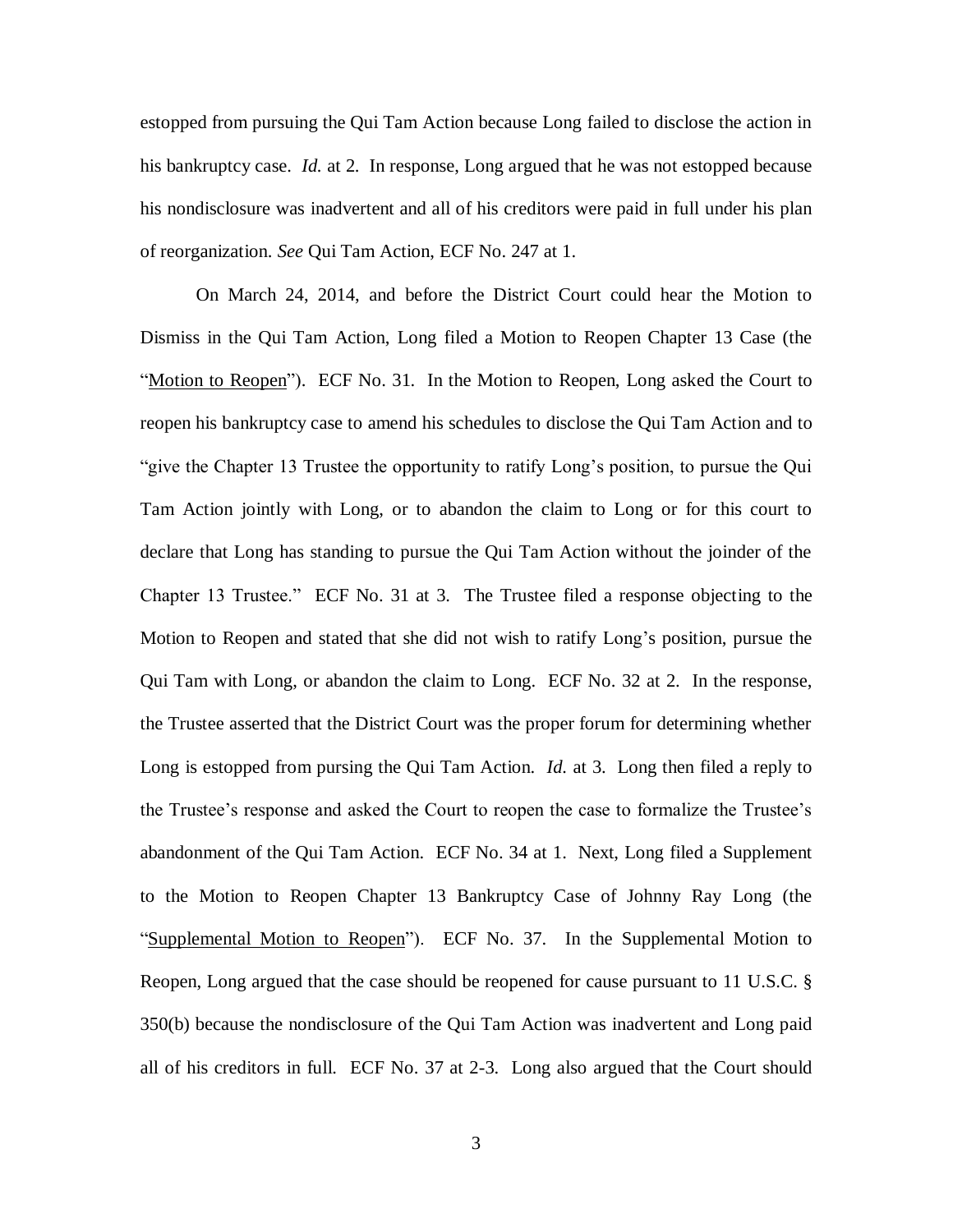estopped from pursuing the Qui Tam Action because Long failed to disclose the action in his bankruptcy case. *Id.* at 2. In response, Long argued that he was not estopped because his nondisclosure was inadvertent and all of his creditors were paid in full under his plan of reorganization. *See* Qui Tam Action, ECF No. 247 at 1.

On March 24, 2014, and before the District Court could hear the Motion to Dismiss in the Qui Tam Action, Long filed a Motion to Reopen Chapter 13 Case (the "Motion to Reopen"). ECF No. 31. In the Motion to Reopen, Long asked the Court to reopen his bankruptcy case to amend his schedules to disclose the Qui Tam Action and to "give the Chapter 13 Trustee the opportunity to ratify Long's position, to pursue the Qui Tam Action jointly with Long, or to abandon the claim to Long or for this court to declare that Long has standing to pursue the Qui Tam Action without the joinder of the Chapter 13 Trustee." ECF No. 31 at 3. The Trustee filed a response objecting to the Motion to Reopen and stated that she did not wish to ratify Long's position, pursue the Qui Tam with Long, or abandon the claim to Long. ECF No. 32 at 2. In the response, the Trustee asserted that the District Court was the proper forum for determining whether Long is estopped from pursing the Qui Tam Action. *Id.* at 3. Long then filed a reply to the Trustee's response and asked the Court to reopen the case to formalize the Trustee's abandonment of the Qui Tam Action. ECF No. 34 at 1. Next, Long filed a Supplement to the Motion to Reopen Chapter 13 Bankruptcy Case of Johnny Ray Long (the "Supplemental Motion to Reopen"). ECF No. 37. In the Supplemental Motion to Reopen, Long argued that the case should be reopened for cause pursuant to 11 U.S.C. § 350(b) because the nondisclosure of the Qui Tam Action was inadvertent and Long paid all of his creditors in full. ECF No. 37 at 2-3. Long also argued that the Court should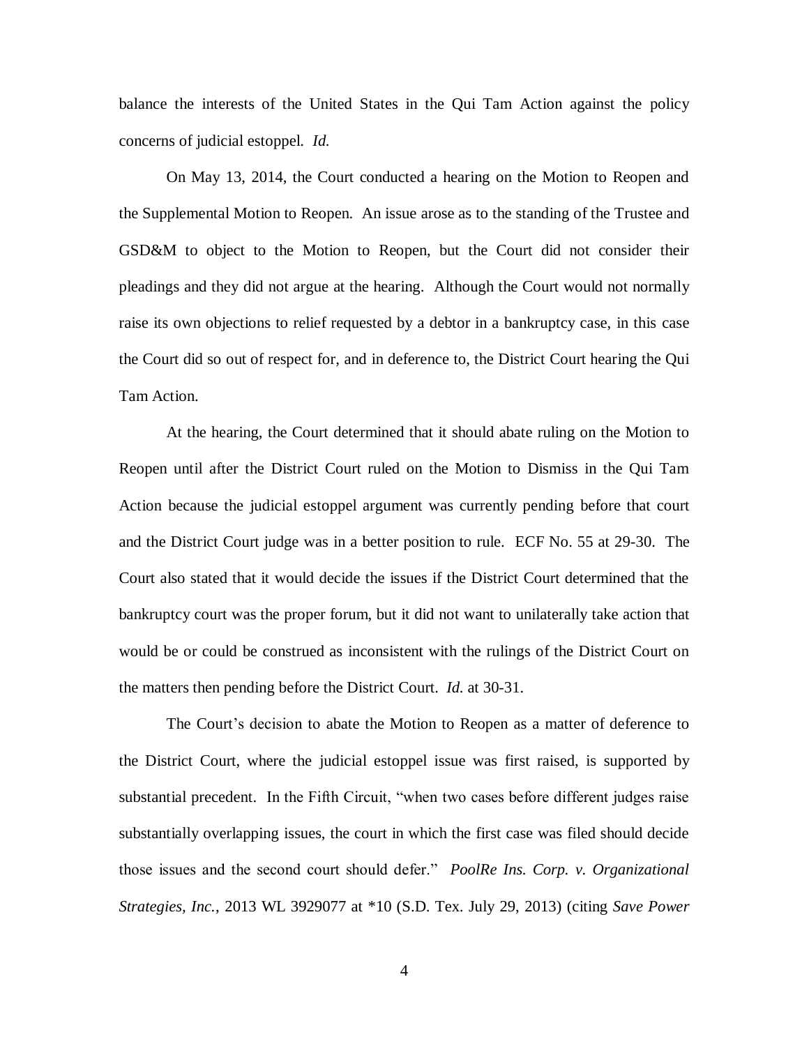balance the interests of the United States in the Qui Tam Action against the policy concerns of judicial estoppel. *Id.*

On May 13, 2014, the Court conducted a hearing on the Motion to Reopen and the Supplemental Motion to Reopen. An issue arose as to the standing of the Trustee and GSD&M to object to the Motion to Reopen, but the Court did not consider their pleadings and they did not argue at the hearing. Although the Court would not normally raise its own objections to relief requested by a debtor in a bankruptcy case, in this case the Court did so out of respect for, and in deference to, the District Court hearing the Qui Tam Action.

At the hearing, the Court determined that it should abate ruling on the Motion to Reopen until after the District Court ruled on the Motion to Dismiss in the Qui Tam Action because the judicial estoppel argument was currently pending before that court and the District Court judge was in a better position to rule. ECF No. 55 at 29-30. The Court also stated that it would decide the issues if the District Court determined that the bankruptcy court was the proper forum, but it did not want to unilaterally take action that would be or could be construed as inconsistent with the rulings of the District Court on the matters then pending before the District Court. *Id.* at 30-31.

The Court's decision to abate the Motion to Reopen as a matter of deference to the District Court, where the judicial estoppel issue was first raised, is supported by substantial precedent. In the Fifth Circuit, "when two cases before different judges raise substantially overlapping issues, the court in which the first case was filed should decide those issues and the second court should defer." *PoolRe Ins. Corp. v. Organizational Strategies, Inc.*, 2013 WL 3929077 at *10 (S.D. Tex. July 29, 2013) (citing *Save Power*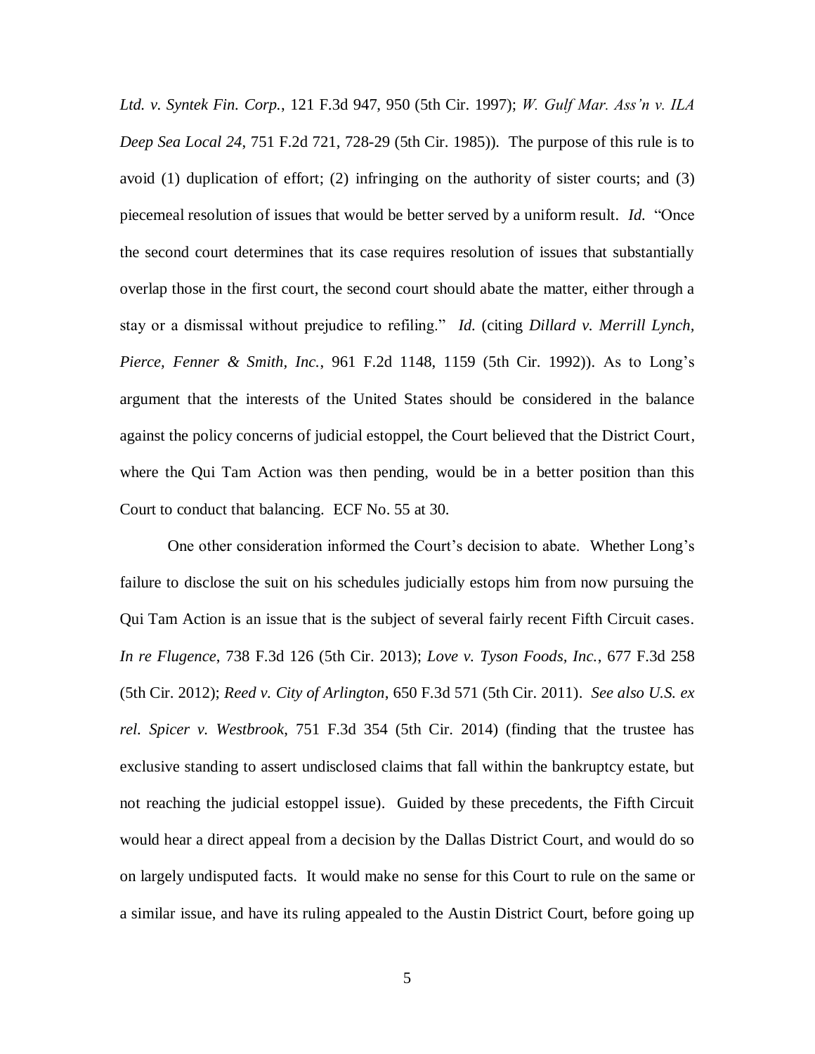*Ltd. v. Syntek Fin. Corp.*, 121 F.3d 947, 950 (5th Cir. 1997); *W. Gulf Mar. Ass'n v. ILA Deep Sea Local 24*, 751 F.2d 721, 728-29 (5th Cir. 1985)). The purpose of this rule is to avoid (1) duplication of effort; (2) infringing on the authority of sister courts; and (3) piecemeal resolution of issues that would be better served by a uniform result. *Id.* "Once the second court determines that its case requires resolution of issues that substantially overlap those in the first court, the second court should abate the matter, either through a stay or a dismissal without prejudice to refiling." *Id.* (citing *Dillard v. Merrill Lynch, Pierce, Fenner & Smith, Inc.*, 961 F.2d 1148, 1159 (5th Cir. 1992)). As to Long's argument that the interests of the United States should be considered in the balance against the policy concerns of judicial estoppel, the Court believed that the District Court, where the Qui Tam Action was then pending, would be in a better position than this Court to conduct that balancing. ECF No. 55 at 30.

One other consideration informed the Court's decision to abate. Whether Long's failure to disclose the suit on his schedules judicially estops him from now pursuing the Qui Tam Action is an issue that is the subject of several fairly recent Fifth Circuit cases. *In re Flugence*, 738 F.3d 126 (5th Cir. 2013); *Love v. Tyson Foods, Inc.*, 677 F.3d 258 (5th Cir. 2012); *Reed v. City of Arlington*, 650 F.3d 571 (5th Cir. 2011). *See also U.S. ex rel. Spicer v. Westbrook*, 751 F.3d 354 (5th Cir. 2014) (finding that the trustee has exclusive standing to assert undisclosed claims that fall within the bankruptcy estate, but not reaching the judicial estoppel issue). Guided by these precedents, the Fifth Circuit would hear a direct appeal from a decision by the Dallas District Court, and would do so on largely undisputed facts. It would make no sense for this Court to rule on the same or a similar issue, and have its ruling appealed to the Austin District Court, before going up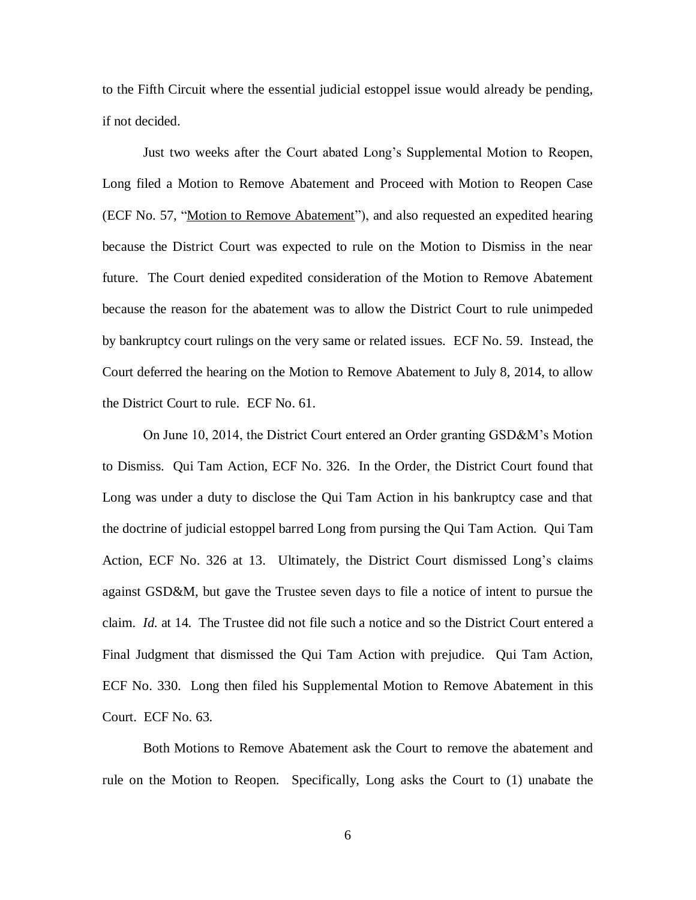to the Fifth Circuit where the essential judicial estoppel issue would already be pending, if not decided.

Just two weeks after the Court abated Long's Supplemental Motion to Reopen, Long filed a Motion to Remove Abatement and Proceed with Motion to Reopen Case (ECF No. 57, "Motion to Remove Abatement"), and also requested an expedited hearing because the District Court was expected to rule on the Motion to Dismiss in the near future. The Court denied expedited consideration of the Motion to Remove Abatement because the reason for the abatement was to allow the District Court to rule unimpeded by bankruptcy court rulings on the very same or related issues. ECF No. 59. Instead, the Court deferred the hearing on the Motion to Remove Abatement to July 8, 2014, to allow the District Court to rule. ECF No. 61.

On June 10, 2014, the District Court entered an Order granting GSD&M's Motion to Dismiss. Qui Tam Action, ECF No. 326. In the Order, the District Court found that Long was under a duty to disclose the Qui Tam Action in his bankruptcy case and that the doctrine of judicial estoppel barred Long from pursing the Qui Tam Action. Qui Tam Action, ECF No. 326 at 13. Ultimately, the District Court dismissed Long's claims against GSD&M, but gave the Trustee seven days to file a notice of intent to pursue the claim. *Id.* at 14. The Trustee did not file such a notice and so the District Court entered a Final Judgment that dismissed the Qui Tam Action with prejudice. Qui Tam Action, ECF No. 330. Long then filed his Supplemental Motion to Remove Abatement in this Court. ECF No. 63.

Both Motions to Remove Abatement ask the Court to remove the abatement and rule on the Motion to Reopen. Specifically, Long asks the Court to (1) unabate the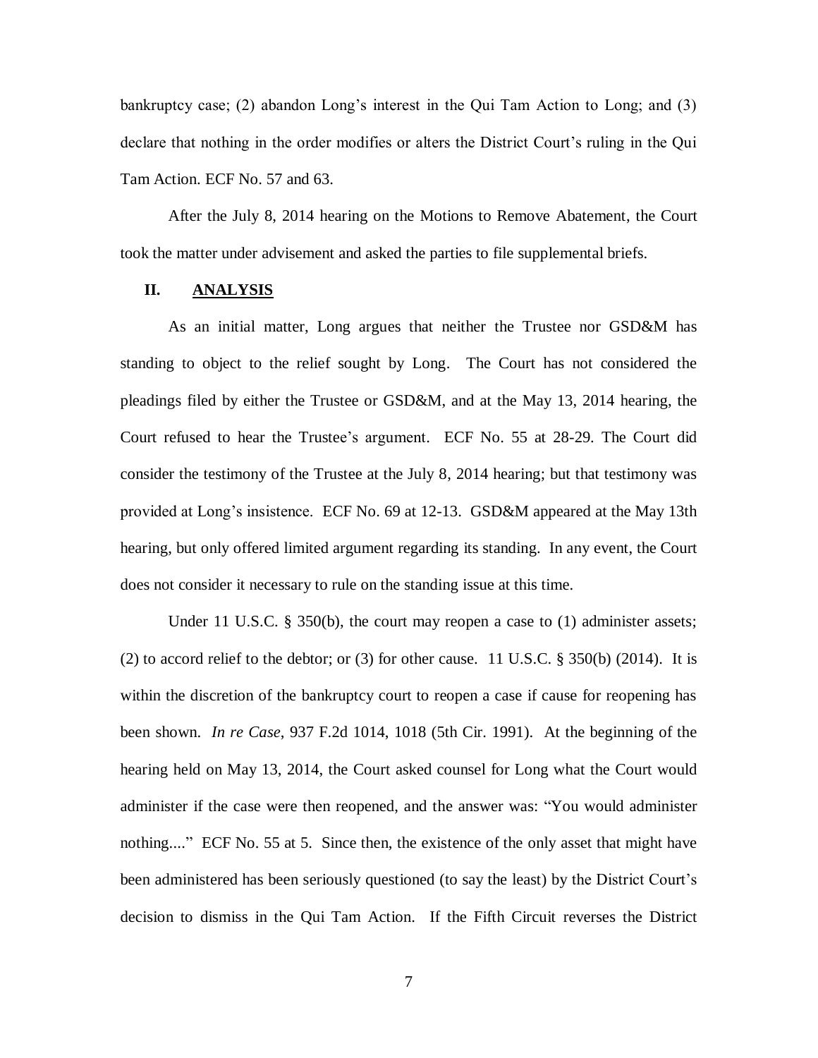bankruptcy case; (2) abandon Long's interest in the Qui Tam Action to Long; and (3) declare that nothing in the order modifies or alters the District Court's ruling in the Qui Tam Action. ECF No. 57 and 63.

After the July 8, 2014 hearing on the Motions to Remove Abatement, the Court took the matter under advisement and asked the parties to file supplemental briefs.

## II. <u>ANALYSIS</u>

As an initial matter, Long argues that neither the Trustee nor GSD&M has standing to object to the relief sought by Long. The Court has not considered the pleadings filed by either the Trustee or GSD&M, and at the May 13, 2014 hearing, the Court refused to hear the Trustee's argument. ECF No. 55 at 28-29. The Court did consider the testimony of the Trustee at the July 8, 2014 hearing; but that testimony was provided at Long's insistence. ECF No. 69 at 12-13. GSD&M appeared at the May 13th hearing, but only offered limited argument regarding its standing. In any event, the Court does not consider it necessary to rule on the standing issue at this time.

Under 11 U.S.C. § 350(b), the court may reopen a case to (1) administer assets; (2) to accord relief to the debtor; or (3) for other cause. 11 U.S.C. § 350(b) (2014). It is within the discretion of the bankruptcy court to reopen a case if cause for reopening has been shown. *In re Case*, 937 F.2d 1014, 1018 (5th Cir. 1991). At the beginning of the hearing held on May 13, 2014, the Court asked counsel for Long what the Court would administer if the case were then reopened, and the answer was: "You would administer nothing...." ECF No. 55 at 5. Since then, the existence of the only asset that might have been administered has been seriously questioned (to say the least) by the District Court's decision to dismiss in the Qui Tam Action. If the Fifth Circuit reverses the District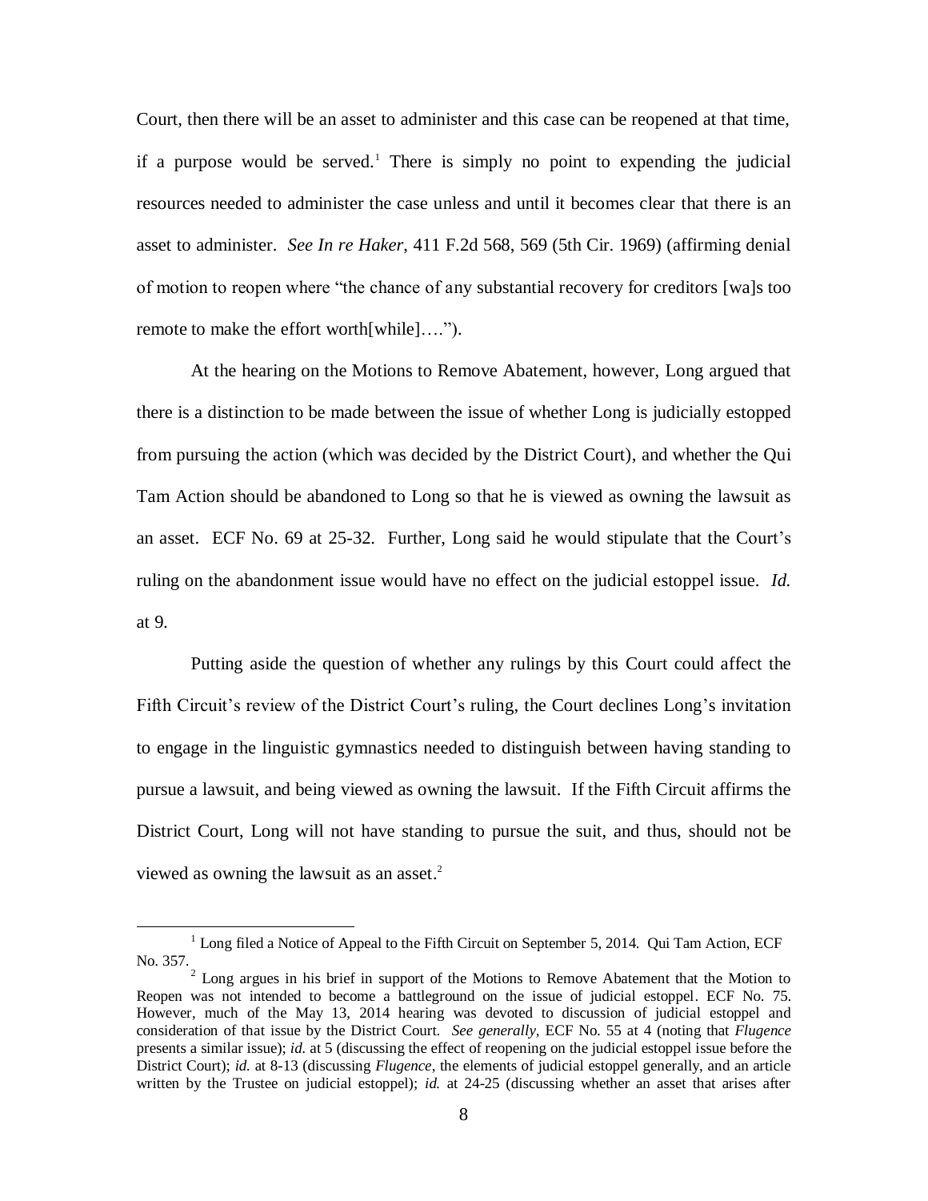Court, then there will be an asset to administer and this case can be reopened at that time, if a purpose would be served.[1] There is simply no point to expending the judicial resources needed to administer the case unless and until it becomes clear that there is an asset to administer. *See In re Haker*, 411 F.2d 568, 569 (5th Cir. 1969) (affirming denial of motion to reopen where "the chance of any substantial recovery for creditors [wa]s too remote to make the effort worth[while]….").

At the hearing on the Motions to Remove Abatement, however, Long argued that there is a distinction to be made between the issue of whether Long is judicially estopped from pursuing the action (which was decided by the District Court), and whether the Qui Tam Action should be abandoned to Long so that he is viewed as owning the lawsuit as an asset. ECF No. 69 at 25-32. Further, Long said he would stipulate that the Court's ruling on the abandonment issue would have no effect on the judicial estoppel issue. *Id.* at 9.

Putting aside the question of whether any rulings by this Court could affect the Fifth Circuit's review of the District Court's ruling, the Court declines Long's invitation to engage in the linguistic gymnastics needed to distinguish between having standing to pursue a lawsuit, and being viewed as owning the lawsuit. If the Fifth Circuit affirms the District Court, Long will not have standing to pursue the suit, and thus, should not be viewed as owning the lawsuit as an asset.[2]

---

[1] Long filed a Notice of Appeal to the Fifth Circuit on September 5, 2014. Qui Tam Action, ECF No. 357.

[2] Long argues in his brief in support of the Motions to Remove Abatement that the Motion to Reopen was not intended to become a battleground on the issue of judicial estoppel. ECF No. 75. However, much of the May 13, 2014 hearing was devoted to discussion of judicial estoppel and consideration of that issue by the District Court. *See generally*, ECF No. 55 at 4 (noting that *Flugence* presents a similar issue); *id.* at 5 (discussing the effect of reopening on the judicial estoppel issue before the District Court); *id.* at 8-13 (discussing *Flugence*, the elements of judicial estoppel generally, and an article written by the Trustee on judicial estoppel); *id.* at 24-25 (discussing whether an asset that arises after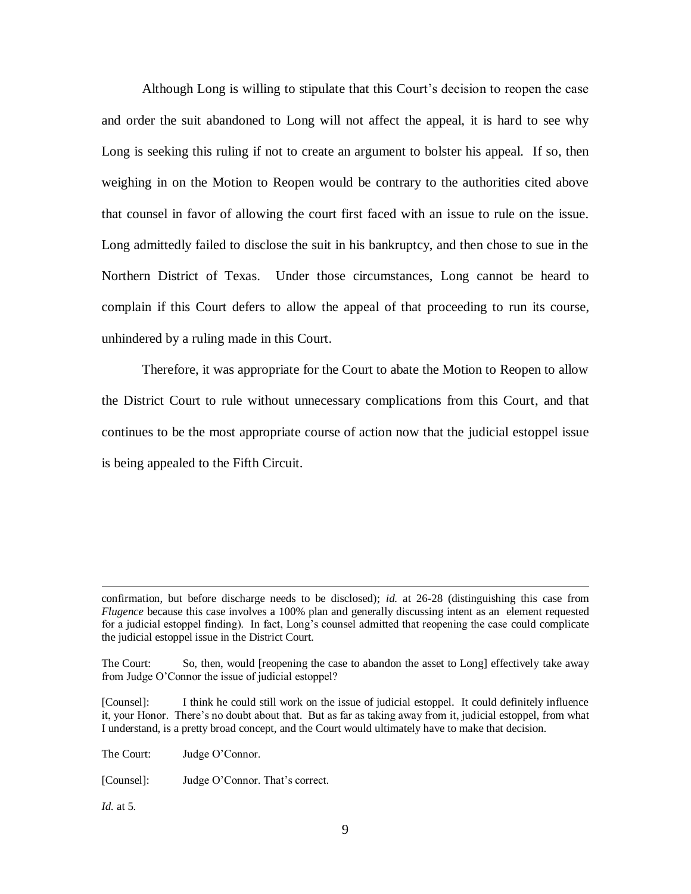Although Long is willing to stipulate that this Court's decision to reopen the case and order the suit abandoned to Long will not affect the appeal, it is hard to see why Long is seeking this ruling if not to create an argument to bolster his appeal. If so, then weighing in on the Motion to Reopen would be contrary to the authorities cited above that counsel in favor of allowing the court first faced with an issue to rule on the issue. Long admittedly failed to disclose the suit in his bankruptcy, and then chose to sue in the Northern District of Texas. Under those circumstances, Long cannot be heard to complain if this Court defers to allow the appeal of that proceeding to run its course, unhindered by a ruling made in this Court.

Therefore, it was appropriate for the Court to abate the Motion to Reopen to allow the District Court to rule without unnecessary complications from this Court, and that continues to be the most appropriate course of action now that the judicial estoppel issue is being appealed to the Fifth Circuit.

---

confirmation, but before discharge needs to be disclosed); *id.* at 26-28 (distinguishing this case from *Flugence* because this case involves a 100% plan and generally discussing intent as an element requested for a judicial estoppel finding). In fact, Long's counsel admitted that reopening the case could complicate the judicial estoppel issue in the District Court.

The Court: So, then, would [reopening the case to abandon the asset to Long] effectively take away from Judge O'Connor the issue of judicial estoppel?

[Counsel]: I think he could still work on the issue of judicial estoppel. It could definitely influence it, your Honor. There's no doubt about that. But as far as taking away from it, judicial estoppel, from what I understand, is a pretty broad concept, and the Court would ultimately have to make that decision.

The Court: Judge O'Connor.

[Counsel]: Judge O'Connor. That's correct.

*Id.* at 5.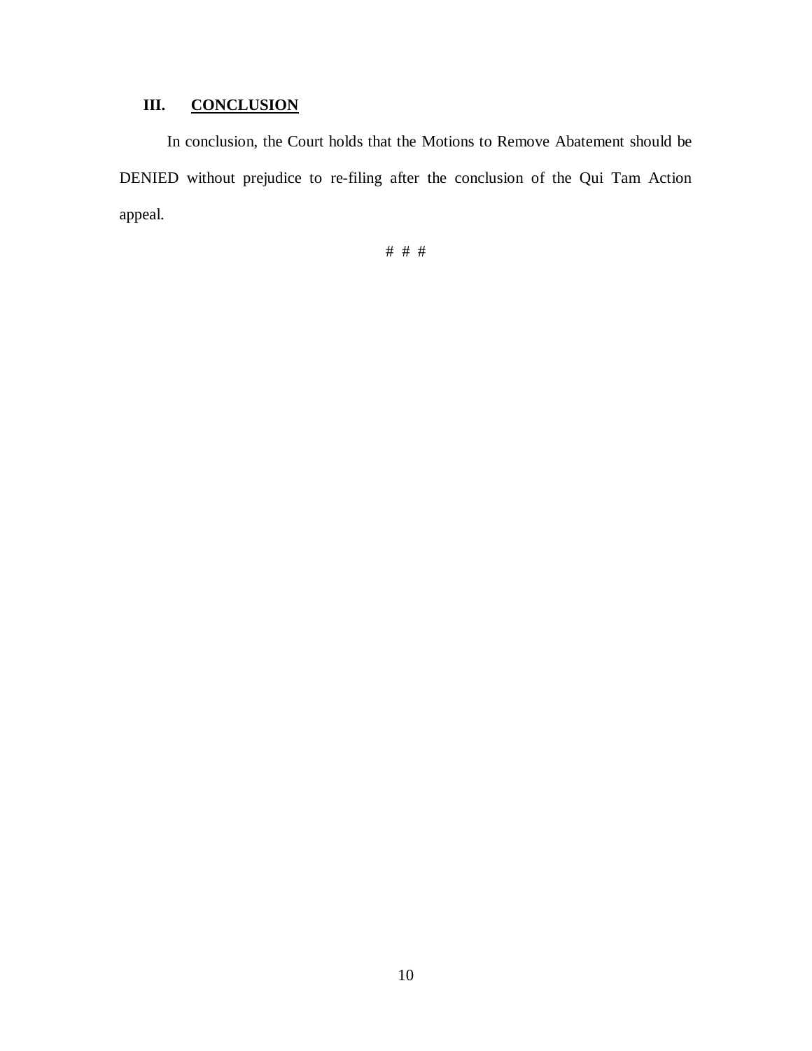## III. **CONCLUSION**

In conclusion, the Court holds that the Motions to Remove Abatement should be DENIED without prejudice to re-filing after the conclusion of the Qui Tam Action appeal.

# # #